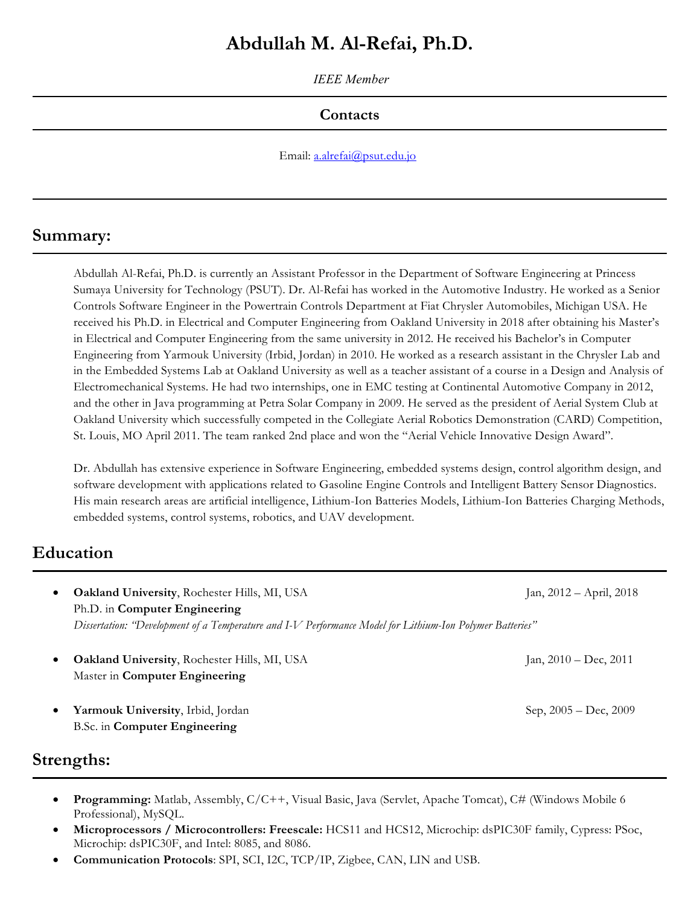# Abdullah M. Al-Refai, Ph.D.

*IEEE Member*

## Contacts

Email: [a.alrefai@psut.edu.jo](mailto:a.alrefai@psut.edu.jo)

## Summary:

Abdullah Al-Refai, Ph.D. is currently an Assistant Professor in the Department of Software Engineering at Princess Sumaya University for Technology (PSUT). Dr. Al-Refai has worked in the Automotive Industry. He worked as a Senior Controls Software Engineer in the Powertrain Controls Department at Fiat Chrysler Automobiles, Michigan USA. He received his Ph.D. in Electrical and Computer Engineering from Oakland University in 2018 after obtaining his Master's in Electrical and Computer Engineering from the same university in 2012. He received his Bachelor's in Computer Engineering from Yarmouk University (Irbid, Jordan) in 2010. He worked as a research assistant in the Chrysler Lab and in the Embedded Systems Lab at Oakland University as well as a teacher assistant of a course in a Design and Analysis of Electromechanical Systems. He had two internships, one in EMC testing at Continental Automotive Company in 2012, and the other in Java programming at Petra Solar Company in 2009. He served as the president of Aerial System Club at Oakland University which successfully competed in the Collegiate Aerial Robotics Demonstration (CARD) Competition, St. Louis, MO April 2011. The team ranked 2nd place and won the "Aerial Vehicle Innovative Design Award".

Dr. Abdullah has extensive experience in Software Engineering, embedded systems design, control algorithm design, and software development with applications related to Gasoline Engine Controls and Intelligent Battery Sensor Diagnostics. His main research areas are artificial intelligence, Lithium-Ion Batteries Models, Lithium-Ion Batteries Charging Methods, embedded systems, control systems, robotics, and UAV development.

## Education

- **Oakland University**, Rochester Hills, MI, USA — Jan, 2012 – April, 2018
  Ph.D. in **Computer Engineering**
  *Dissertation: "Development of a Temperature and I-V Performance Model for Lithium-Ion Polymer Batteries"*

- **Oakland University**, Rochester Hills, MI, USA — Jan, 2010 – Dec, 2011
  Master in **Computer Engineering**

- **Yarmouk University**, Irbid, Jordan — Sep, 2005 – Dec, 2009
  B.Sc. in **Computer Engineering**

## Strengths:

- **Programming:** Matlab, Assembly, C/C++, Visual Basic, Java (Servlet, Apache Tomcat), C# (Windows Mobile 6 Professional), MySQL.
- **Microprocessors / Microcontrollers: Freescale:** HCS11 and HCS12, Microchip: dsPIC30F family, Cypress: PSoc, Microchip: dsPIC30F, and Intel: 8085, and 8086.
- **Communication Protocols**: SPI, SCI, I2C, TCP/IP, Zigbee, CAN, LIN and USB.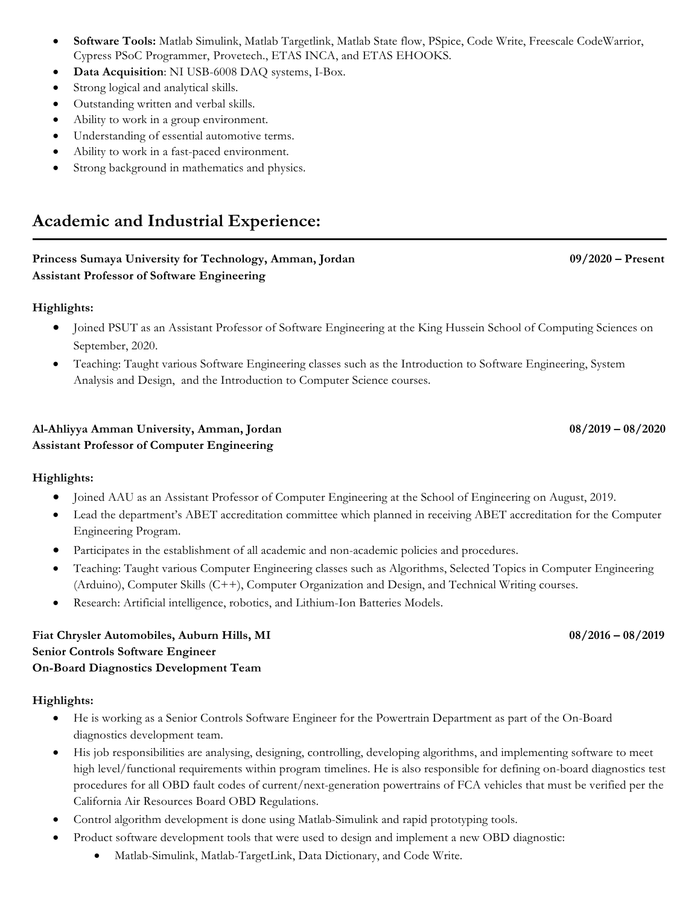- **Software Tools:** Matlab Simulink, Matlab Targetlink, Matlab State flow, PSpice, Code Write, Freescale CodeWarrior, Cypress PSoC Programmer, Provetech., ETAS INCA, and ETAS EHOOKS.
- **Data Acquisition**: NI USB-6008 DAQ systems, I-Box.
- Strong logical and analytical skills.
- Outstanding written and verbal skills.
- Ability to work in a group environment.
- Understanding of essential automotive terms.
- Ability to work in a fast-paced environment.
- Strong background in mathematics and physics.

## Academic and Industrial Experience:

**Princess Sumaya University for Technology, Amman, Jordan** **09/2020 – Present**
**Assistant Professor of Software Engineering**

**Highlights:**

- Joined PSUT as an Assistant Professor of Software Engineering at the King Hussein School of Computing Sciences on September, 2020.
- Teaching: Taught various Software Engineering classes such as the Introduction to Software Engineering, System Analysis and Design, and the Introduction to Computer Science courses.

**Al-Ahliyya Amman University, Amman, Jordan** **08/2019 – 08/2020**
**Assistant Professor of Computer Engineering**

**Highlights:**

- Joined AAU as an Assistant Professor of Computer Engineering at the School of Engineering on August, 2019.
- Lead the department's ABET accreditation committee which planned in receiving ABET accreditation for the Computer Engineering Program.
- Participates in the establishment of all academic and non-academic policies and procedures.
- Teaching: Taught various Computer Engineering classes such as Algorithms, Selected Topics in Computer Engineering (Arduino), Computer Skills (C++), Computer Organization and Design, and Technical Writing courses.
- Research: Artificial intelligence, robotics, and Lithium-Ion Batteries Models.

**Fiat Chrysler Automobiles, Auburn Hills, MI** **08/2016 – 08/2019**
**Senior Controls Software Engineer**
**On-Board Diagnostics Development Team**

**Highlights:**

- He is working as a Senior Controls Software Engineer for the Powertrain Department as part of the On-Board diagnostics development team.
- His job responsibilities are analysing, designing, controlling, developing algorithms, and implementing software to meet high level/functional requirements within program timelines. He is also responsible for defining on-board diagnostics test procedures for all OBD fault codes of current/next-generation powertrains of FCA vehicles that must be verified per the California Air Resources Board OBD Regulations.
- Control algorithm development is done using Matlab-Simulink and rapid prototyping tools.
- Product software development tools that were used to design and implement a new OBD diagnostic:
  - Matlab-Simulink, Matlab-TargetLink, Data Dictionary, and Code Write.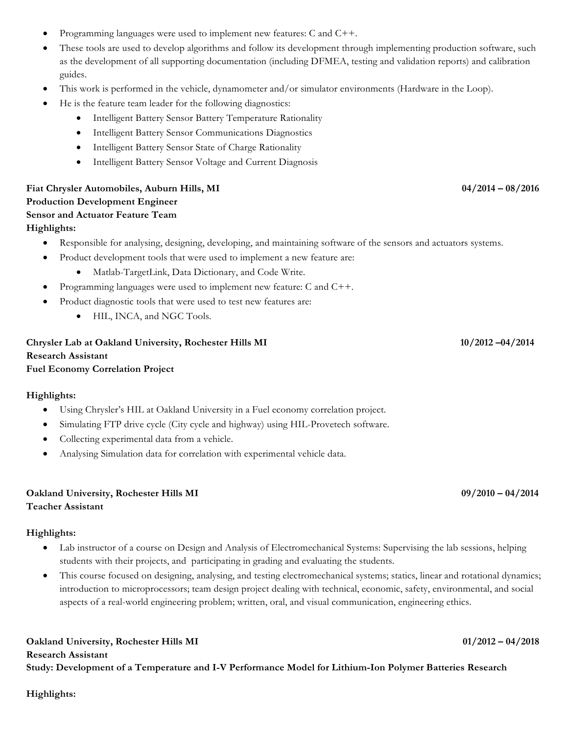- Programming languages were used to implement new features: C and C++.
- These tools are used to develop algorithms and follow its development through implementing production software, such as the development of all supporting documentation (including DFMEA, testing and validation reports) and calibration guides.
- This work is performed in the vehicle, dynamometer and/or simulator environments (Hardware in the Loop).
- He is the feature team leader for the following diagnostics:
    - Intelligent Battery Sensor Battery Temperature Rationality
    - Intelligent Battery Sensor Communications Diagnostics
    - Intelligent Battery Sensor State of Charge Rationality
    - Intelligent Battery Sensor Voltage and Current Diagnosis

**Fiat Chrysler Automobiles, Auburn Hills, MI** **04/2014 – 08/2016**
**Production Development Engineer**
**Sensor and Actuator Feature Team**
**Highlights:**

- Responsible for analysing, designing, developing, and maintaining software of the sensors and actuators systems.
- Product development tools that were used to implement a new feature are:
    - Matlab-TargetLink, Data Dictionary, and Code Write.
- Programming languages were used to implement new feature: C and C++.
- Product diagnostic tools that were used to test new features are:
    - HIL, INCA, and NGC Tools.

**Chrysler Lab at Oakland University, Rochester Hills MI** **10/2012 –04/2014**
**Research Assistant**
**Fuel Economy Correlation Project**

**Highlights:**

- Using Chrysler's HIL at Oakland University in a Fuel economy correlation project.
- Simulating FTP drive cycle (City cycle and highway) using HIL-Provetech software.
- Collecting experimental data from a vehicle.
- Analysing Simulation data for correlation with experimental vehicle data.

**Oakland University, Rochester Hills MI** **09/2010 – 04/2014**
**Teacher Assistant**

**Highlights:**

- Lab instructor of a course on Design and Analysis of Electromechanical Systems: Supervising the lab sessions, helping students with their projects, and participating in grading and evaluating the students.
- This course focused on designing, analysing, and testing electromechanical systems; statics, linear and rotational dynamics; introduction to microprocessors; team design project dealing with technical, economic, safety, environmental, and social aspects of a real-world engineering problem; written, oral, and visual communication, engineering ethics.

**Oakland University, Rochester Hills MI** **01/2012 – 04/2018**
**Research Assistant**
**Study: Development of a Temperature and I-V Performance Model for Lithium-Ion Polymer Batteries Research**

**Highlights:**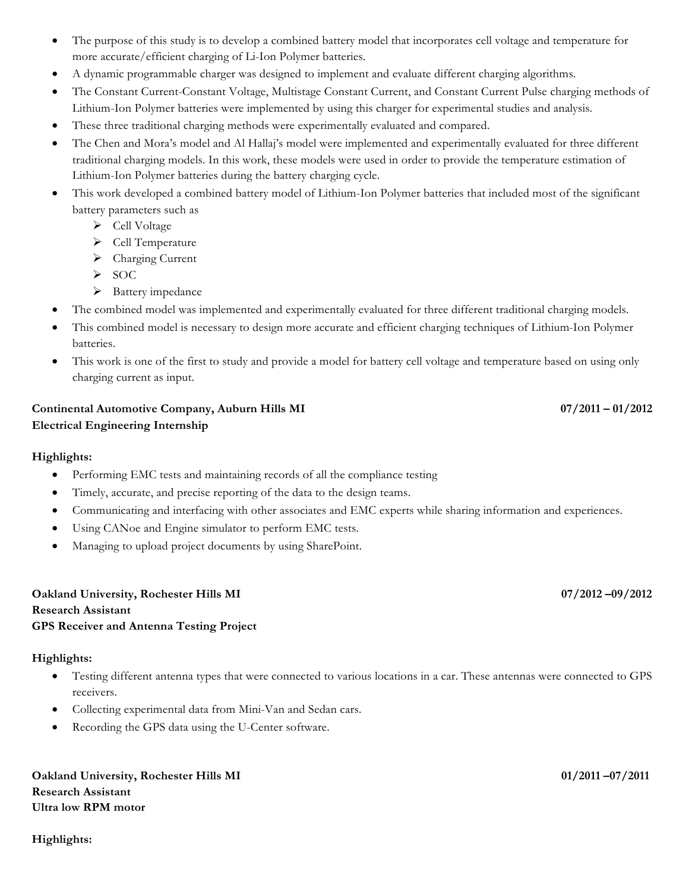- The purpose of this study is to develop a combined battery model that incorporates cell voltage and temperature for more accurate/efficient charging of Li-Ion Polymer batteries.
- A dynamic programmable charger was designed to implement and evaluate different charging algorithms.
- The Constant Current-Constant Voltage, Multistage Constant Current, and Constant Current Pulse charging methods of Lithium-Ion Polymer batteries were implemented by using this charger for experimental studies and analysis.
- These three traditional charging methods were experimentally evaluated and compared.
- The Chen and Mora's model and Al Hallaj's model were implemented and experimentally evaluated for three different traditional charging models. In this work, these models were used in order to provide the temperature estimation of Lithium-Ion Polymer batteries during the battery charging cycle.
- This work developed a combined battery model of Lithium-Ion Polymer batteries that included most of the significant battery parameters such as
  - Cell Voltage
  - Cell Temperature
  - Charging Current
  - SOC
  - Battery impedance
- The combined model was implemented and experimentally evaluated for three different traditional charging models.
- This combined model is necessary to design more accurate and efficient charging techniques of Lithium-Ion Polymer batteries.
- This work is one of the first to study and provide a model for battery cell voltage and temperature based on using only charging current as input.

**Continental Automotive Company, Auburn Hills MI** **07/2011 – 01/2012**
**Electrical Engineering Internship**

**Highlights:**

- Performing EMC tests and maintaining records of all the compliance testing
- Timely, accurate, and precise reporting of the data to the design teams.
- Communicating and interfacing with other associates and EMC experts while sharing information and experiences.
- Using CANoe and Engine simulator to perform EMC tests.
- Managing to upload project documents by using SharePoint.

**Oakland University, Rochester Hills MI** **07/2012 –09/2012**
**Research Assistant**
**GPS Receiver and Antenna Testing Project**

**Highlights:**

- Testing different antenna types that were connected to various locations in a car. These antennas were connected to GPS receivers.
- Collecting experimental data from Mini-Van and Sedan cars.
- Recording the GPS data using the U-Center software.

**Oakland University, Rochester Hills MI** **01/2011 –07/2011**
**Research Assistant**
**Ultra low RPM motor**

**Highlights:**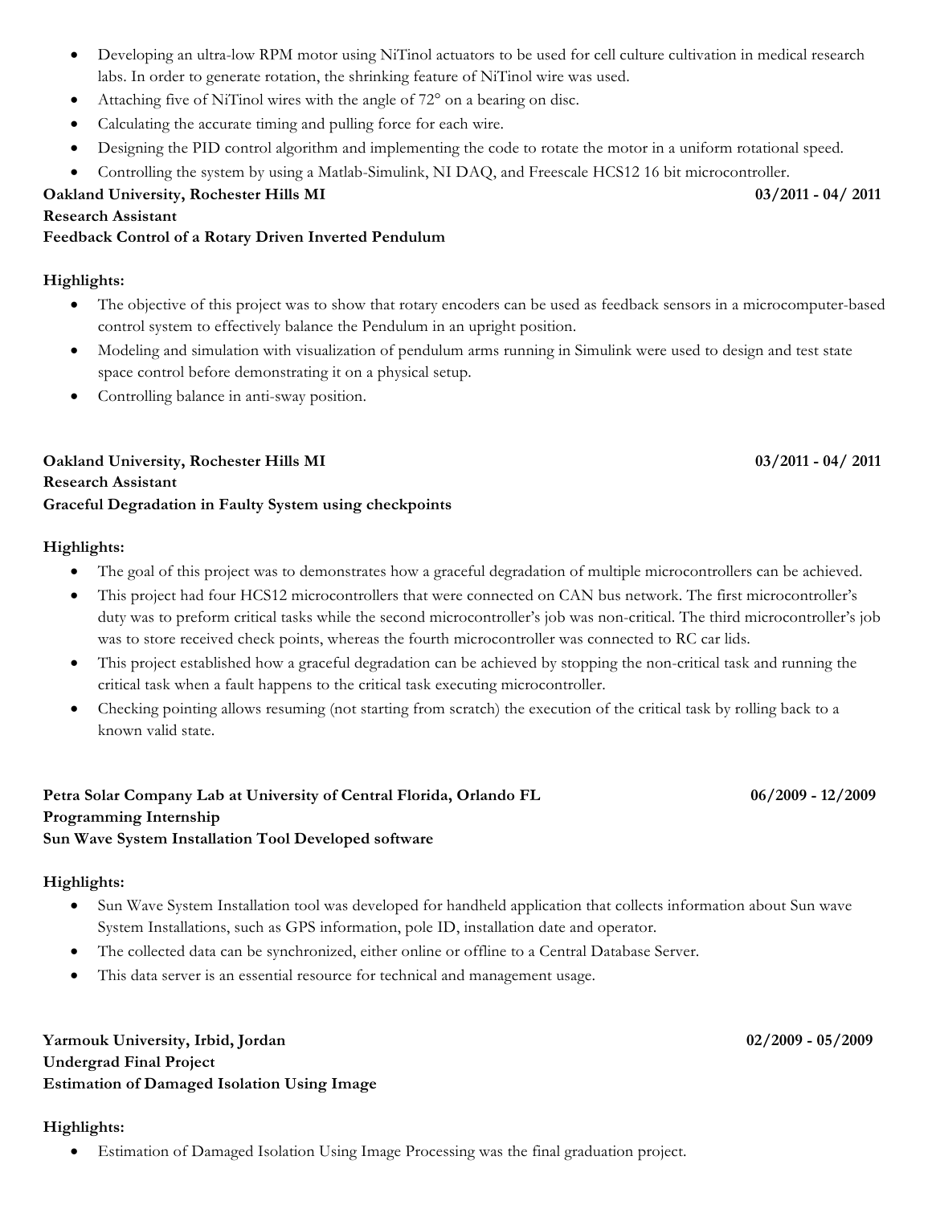- Developing an ultra-low RPM motor using NiTinol actuators to be used for cell culture cultivation in medical research labs. In order to generate rotation, the shrinking feature of NiTinol wire was used.
- Attaching five of NiTinol wires with the angle of 72° on a bearing on disc.
- Calculating the accurate timing and pulling force for each wire.
- Designing the PID control algorithm and implementing the code to rotate the motor in a uniform rotational speed.
- Controlling the system by using a Matlab-Simulink, NI DAQ, and Freescale HCS12 16 bit microcontroller.

**Oakland University, Rochester Hills MI** **03/2011 - 04/ 2011**
**Research Assistant**
**Feedback Control of a Rotary Driven Inverted Pendulum**

**Highlights:**

- The objective of this project was to show that rotary encoders can be used as feedback sensors in a microcomputer-based control system to effectively balance the Pendulum in an upright position.
- Modeling and simulation with visualization of pendulum arms running in Simulink were used to design and test state space control before demonstrating it on a physical setup.
- Controlling balance in anti-sway position.

**Oakland University, Rochester Hills MI** **03/2011 - 04/ 2011**
**Research Assistant**
**Graceful Degradation in Faulty System using checkpoints**

**Highlights:**

- The goal of this project was to demonstrates how a graceful degradation of multiple microcontrollers can be achieved.
- This project had four HCS12 microcontrollers that were connected on CAN bus network. The first microcontroller's duty was to preform critical tasks while the second microcontroller's job was non-critical. The third microcontroller's job was to store received check points, whereas the fourth microcontroller was connected to RC car lids.
- This project established how a graceful degradation can be achieved by stopping the non-critical task and running the critical task when a fault happens to the critical task executing microcontroller.
- Checking pointing allows resuming (not starting from scratch) the execution of the critical task by rolling back to a known valid state.

**Petra Solar Company Lab at University of Central Florida, Orlando FL** **06/2009 - 12/2009**
**Programming Internship**
**Sun Wave System Installation Tool Developed software**

**Highlights:**

- Sun Wave System Installation tool was developed for handheld application that collects information about Sun wave System Installations, such as GPS information, pole ID, installation date and operator.
- The collected data can be synchronized, either online or offline to a Central Database Server.
- This data server is an essential resource for technical and management usage.

**Yarmouk University, Irbid, Jordan** **02/2009 - 05/2009**
**Undergrad Final Project**
**Estimation of Damaged Isolation Using Image**

**Highlights:**

- Estimation of Damaged Isolation Using Image Processing was the final graduation project.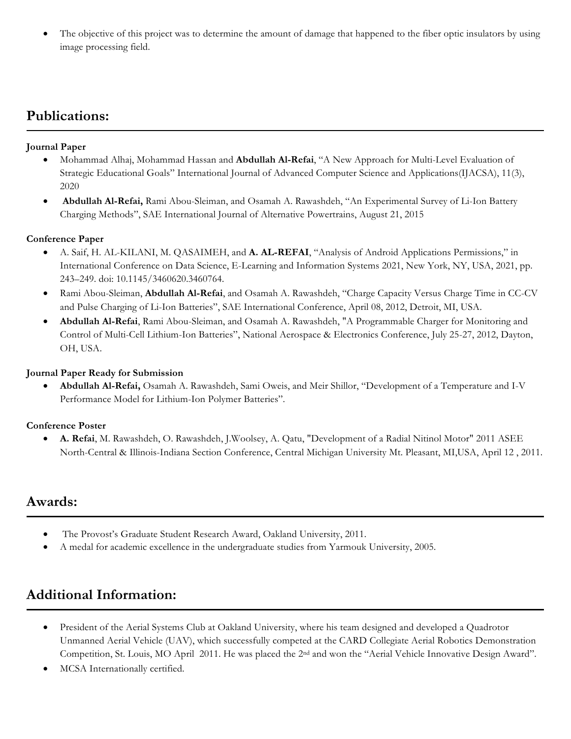- The objective of this project was to determine the amount of damage that happened to the fiber optic insulators by using image processing field.

## Publications:

**Journal Paper**

- Mohammad Alhaj, Mohammad Hassan and **Abdullah Al-Refai**, "A New Approach for Multi-Level Evaluation of Strategic Educational Goals" International Journal of Advanced Computer Science and Applications(IJACSA), 11(3), 2020
- **Abdullah Al-Refai,** Rami Abou-Sleiman, and Osamah A. Rawashdeh, "An Experimental Survey of Li-Ion Battery Charging Methods", SAE International Journal of Alternative Powertrains, August 21, 2015

**Conference Paper**

- A. Saif, H. AL-KILANI, M. QASAIMEH, and **A. AL-REFAI**, "Analysis of Android Applications Permissions," in International Conference on Data Science, E-Learning and Information Systems 2021, New York, NY, USA, 2021, pp. 243–249. doi: 10.1145/3460620.3460764.
- Rami Abou-Sleiman, **Abdullah Al-Refai**, and Osamah A. Rawashdeh, "Charge Capacity Versus Charge Time in CC-CV and Pulse Charging of Li-Ion Batteries", SAE International Conference, April 08, 2012, Detroit, MI, USA.
- **Abdullah Al-Refai**, Rami Abou-Sleiman, and Osamah A. Rawashdeh, "A Programmable Charger for Monitoring and Control of Multi-Cell Lithium-Ion Batteries", National Aerospace & Electronics Conference, July 25-27, 2012, Dayton, OH, USA.

**Journal Paper Ready for Submission**

- **Abdullah Al-Refai,** Osamah A. Rawashdeh, Sami Oweis, and Meir Shillor, "Development of a Temperature and I-V Performance Model for Lithium-Ion Polymer Batteries".

**Conference Poster**

- **A. Refai**, M. Rawashdeh, O. Rawashdeh, J.Woolsey, A. Qatu, "Development of a Radial Nitinol Motor" 2011 ASEE North-Central & Illinois-Indiana Section Conference, Central Michigan University Mt. Pleasant, MI,USA, April 12 , 2011.

## Awards:

- The Provost's Graduate Student Research Award, Oakland University, 2011.
- A medal for academic excellence in the undergraduate studies from Yarmouk University, 2005.

## Additional Information:

- President of the Aerial Systems Club at Oakland University, where his team designed and developed a Quadrotor Unmanned Aerial Vehicle (UAV), which successfully competed at the CARD Collegiate Aerial Robotics Demonstration Competition, St. Louis, MO April 2011. He was placed the 2nd and won the "Aerial Vehicle Innovative Design Award".
- MCSA Internationally certified.